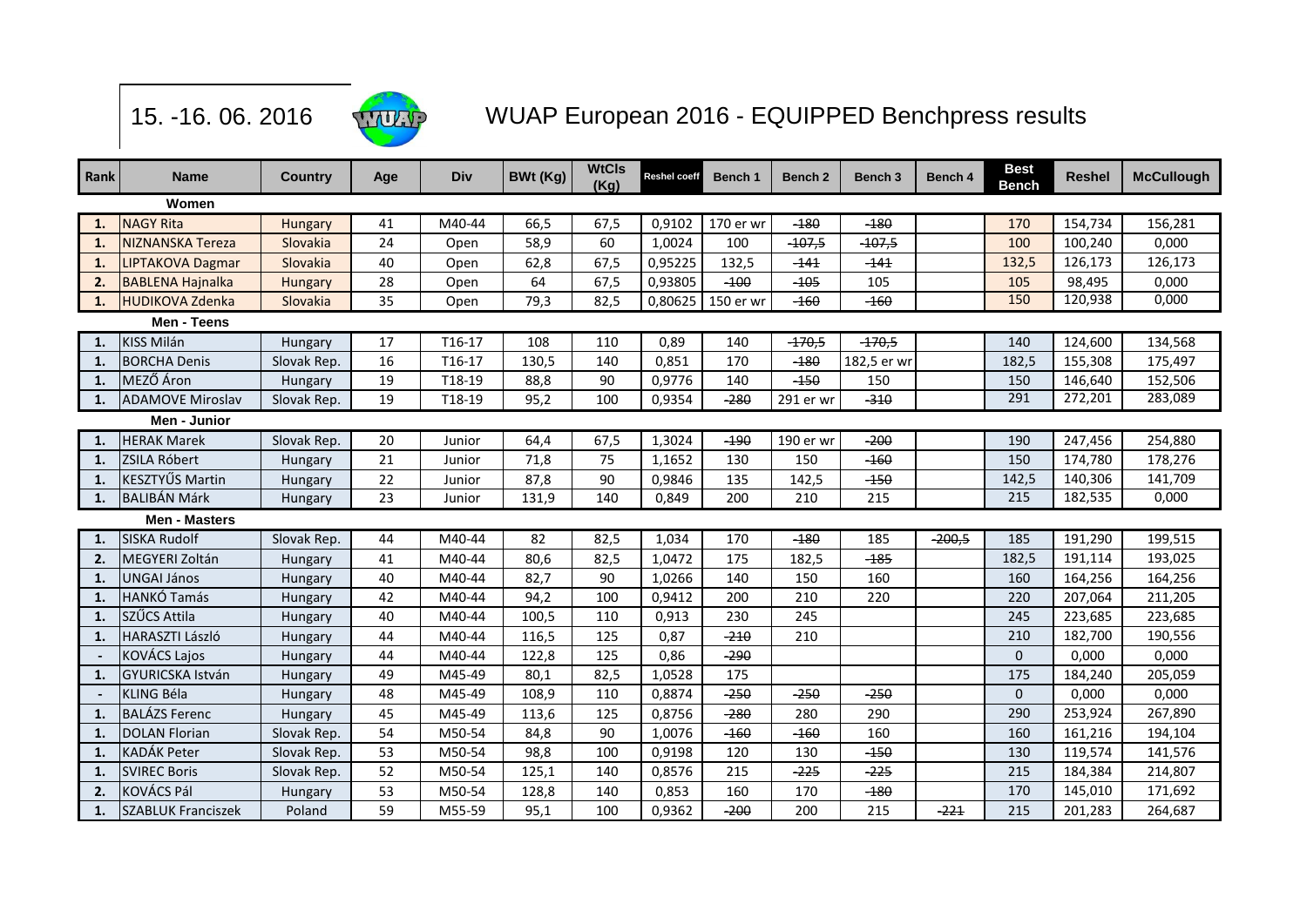15. -16. 06. 2016

# WUAP European 2016 - EQUIPPED Benchpress results

| Rank | Name | Country | Age | Div | BWt (Kg) | WtCls (Kg) | Reshel coeff | Bench 1 | Bench 2 | Bench 3 | Bench 4 | Best Bench | Reshel | McCullough |
|---|---|---|---|---|---|---|---|---|---|---|---|---|---|---|
| | **Women** | | | | | | | | | | | | | |
| 1. | NAGY Rita | Hungary | 41 | M40-44 | 66,5 | 67,5 | 0,9102 | 170 er wr | ~~180~~ | ~~180~~ | | 170 | 154,734 | 156,281 |
| 1. | NIZNANSKA Tereza | Slovakia | 24 | Open | 58,9 | 60 | 1,0024 | 100 | ~~107,5~~ | ~~107,5~~ | | 100 | 100,240 | 0,000 |
| 1. | LIPTAKOVA Dagmar | Slovakia | 40 | Open | 62,8 | 67,5 | 0,95225 | 132,5 | ~~141~~ | ~~141~~ | | 132,5 | 126,173 | 126,173 |
| 2. | BABLENA Hajnalka | Hungary | 28 | Open | 64 | 67,5 | 0,93805 | ~~100~~ | ~~105~~ | 105 | | 105 | 98,495 | 0,000 |
| 1. | HUDIKOVA Zdenka | Slovakia | 35 | Open | 79,3 | 82,5 | 0,80625 | 150 er wr | ~~160~~ | ~~160~~ | | 150 | 120,938 | 0,000 |
| | **Men - Teens** | | | | | | | | | | | | | |
| 1. | KISS Milán | Hungary | 17 | T16-17 | 108 | 110 | 0,89 | 140 | ~~170,5~~ | ~~170,5~~ | | 140 | 124,600 | 134,568 |
| 1. | BORCHA Denis | Slovak Rep. | 16 | T16-17 | 130,5 | 140 | 0,851 | 170 | ~~180~~ | 182,5 er wr | | 182,5 | 155,308 | 175,497 |
| 1. | MEZŐ Áron | Hungary | 19 | T18-19 | 88,8 | 90 | 0,9776 | 140 | ~~150~~ | 150 | | 150 | 146,640 | 152,506 |
| 1. | ADAMOVE Miroslav | Slovak Rep. | 19 | T18-19 | 95,2 | 100 | 0,9354 | ~~280~~ | 291 er wr | ~~310~~ | | 291 | 272,201 | 283,089 |
| | **Men - Junior** | | | | | | | | | | | | | |
| 1. | HERAK Marek | Slovak Rep. | 20 | Junior | 64,4 | 67,5 | 1,3024 | ~~190~~ | 190 er wr | ~~200~~ | | 190 | 247,456 | 254,880 |
| 1. | ZSILA Róbert | Hungary | 21 | Junior | 71,8 | 75 | 1,1652 | 130 | 150 | ~~160~~ | | 150 | 174,780 | 178,276 |
| 1. | KESZTYŰS Martin | Hungary | 22 | Junior | 87,8 | 90 | 0,9846 | 135 | 142,5 | ~~150~~ | | 142,5 | 140,306 | 141,709 |
| 1. | BALIBÁN Márk | Hungary | 23 | Junior | 131,9 | 140 | 0,849 | 200 | 210 | 215 | | 215 | 182,535 | 0,000 |
| | **Men - Masters** | | | | | | | | | | | | | |
| 1. | SISKA Rudolf | Slovak Rep. | 44 | M40-44 | 82 | 82,5 | 1,034 | 170 | ~~180~~ | 185 | ~~200,5~~ | 185 | 191,290 | 199,515 |
| 2. | MEGYERI Zoltán | Hungary | 41 | M40-44 | 80,6 | 82,5 | 1,0472 | 175 | 182,5 | ~~185~~ | | 182,5 | 191,114 | 193,025 |
| 1. | UNGAI János | Hungary | 40 | M40-44 | 82,7 | 90 | 1,0266 | 140 | 150 | 160 | | 160 | 164,256 | 164,256 |
| 1. | HANKÓ Tamás | Hungary | 42 | M40-44 | 94,2 | 100 | 0,9412 | 200 | 210 | 220 | | 220 | 207,064 | 211,205 |
| 1. | SZŰCS Attila | Hungary | 40 | M40-44 | 100,5 | 110 | 0,913 | 230 | 245 | | | 245 | 223,685 | 223,685 |
| 1. | HARASZTI László | Hungary | 44 | M40-44 | 116,5 | 125 | 0,87 | ~~210~~ | 210 | | | 210 | 182,700 | 190,556 |
| - | KOVÁCS Lajos | Hungary | 44 | M40-44 | 122,8 | 125 | 0,86 | ~~290~~ | | | | 0 | 0,000 | 0,000 |
| 1. | GYURICSKA István | Hungary | 49 | M45-49 | 80,1 | 82,5 | 1,0528 | 175 | | | | 175 | 184,240 | 205,059 |
| - | KLING Béla | Hungary | 48 | M45-49 | 108,9 | 110 | 0,8874 | ~~250~~ | ~~250~~ | ~~250~~ | | 0 | 0,000 | 0,000 |
| 1. | BALÁZS Ferenc | Hungary | 45 | M45-49 | 113,6 | 125 | 0,8756 | ~~280~~ | 280 | 290 | | 290 | 253,924 | 267,890 |
| 1. | DOLAN Florian | Slovak Rep. | 54 | M50-54 | 84,8 | 90 | 1,0076 | ~~160~~ | ~~160~~ | 160 | | 160 | 161,216 | 194,104 |
| 1. | KADÁK Peter | Slovak Rep. | 53 | M50-54 | 98,8 | 100 | 0,9198 | 120 | 130 | ~~150~~ | | 130 | 119,574 | 141,576 |
| 1. | SVIREC Boris | Slovak Rep. | 52 | M50-54 | 125,1 | 140 | 0,8576 | 215 | ~~225~~ | ~~225~~ | | 215 | 184,384 | 214,807 |
| 2. | KOVÁCS Pál | Hungary | 53 | M50-54 | 128,8 | 140 | 0,853 | 160 | 170 | ~~180~~ | | 170 | 145,010 | 171,692 |
| 1. | SZABLUK Franciszek | Poland | 59 | M55-59 | 95,1 | 100 | 0,9362 | ~~200~~ | 200 | 215 | ~~221~~ | 215 | 201,283 | 264,687 |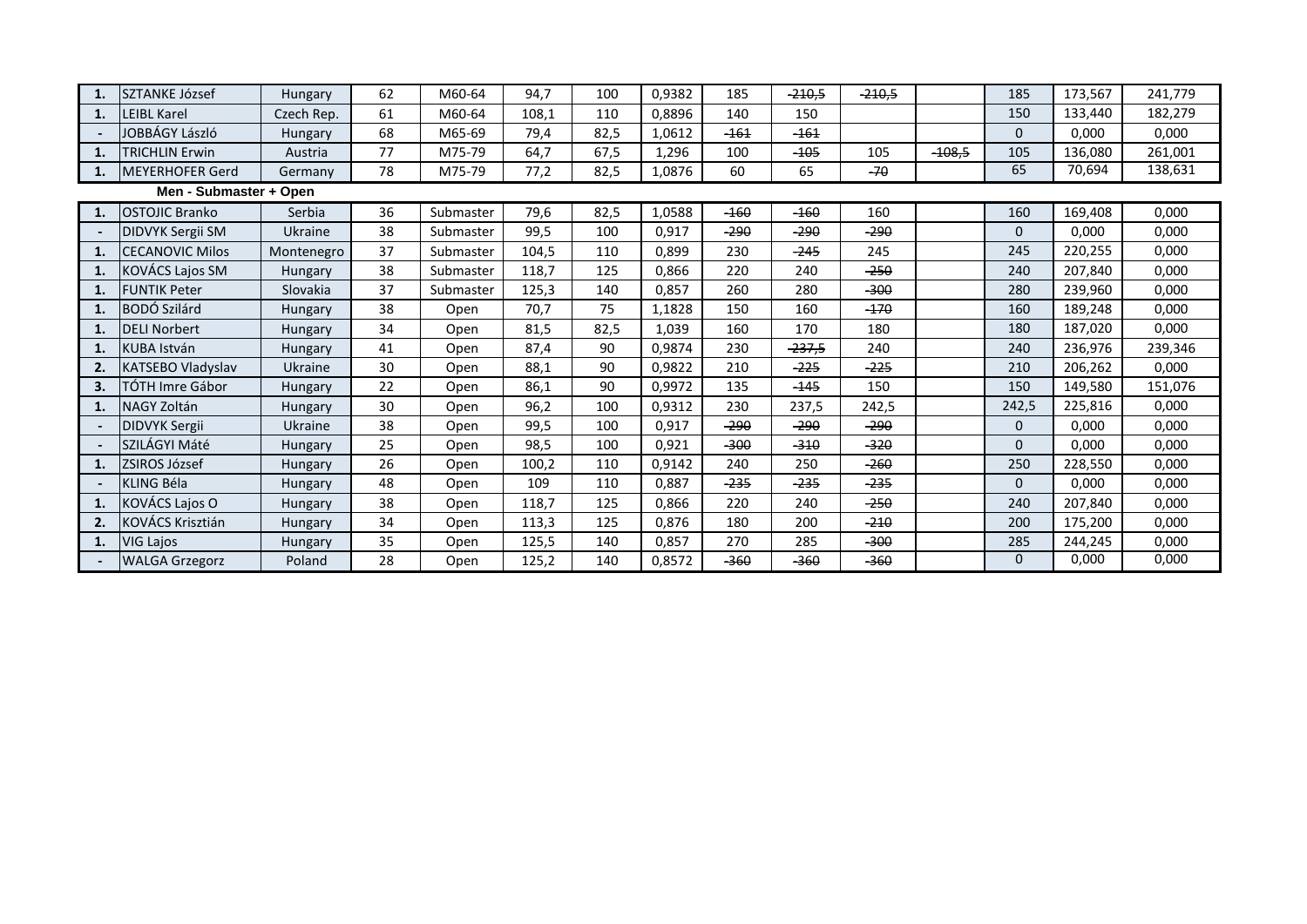| | | | | | | | | | | | | | | |
|---|---|---|---|---|---|---|---|---|---|---|---|---|---|---|
| 1. | SZTANKE József | Hungary | 62 | M60-64 | 94,7 | 100 | 0,9382 | 185 | ~~-210,5~~ | ~~-210,5~~ | | 185 | 173,567 | 241,779 |
| 1. | LEIBL Karel | Czech Rep. | 61 | M60-64 | 108,1 | 110 | 0,8896 | 140 | 150 | | | 150 | 133,440 | 182,279 |
| - | JOBBÁGY László | Hungary | 68 | M65-69 | 79,4 | 82,5 | 1,0612 | ~~-161~~ | ~~-161~~ | | | 0 | 0,000 | 0,000 |
| 1. | TRICHLIN Erwin | Austria | 77 | M75-79 | 64,7 | 67,5 | 1,296 | 100 | ~~-105~~ | 105 | ~~-108,5~~ | 105 | 136,080 | 261,001 |
| 1. | MEYERHOFER Gerd | Germany | 78 | M75-79 | 77,2 | 82,5 | 1,0876 | 60 | 65 | ~~-70~~ | | 65 | 70,694 | 138,631 |
| | **Men - Submaster + Open** | | | | | | | | | | | | | |
| 1. | OSTOJIC Branko | Serbia | 36 | Submaster | 79,6 | 82,5 | 1,0588 | ~~-160~~ | ~~-160~~ | 160 | | 160 | 169,408 | 0,000 |
| - | DIDVYK Sergii SM | Ukraine | 38 | Submaster | 99,5 | 100 | 0,917 | ~~-290~~ | ~~-290~~ | ~~-290~~ | | 0 | 0,000 | 0,000 |
| 1. | CECANOVIC Milos | Montenegro | 37 | Submaster | 104,5 | 110 | 0,899 | 230 | ~~-245~~ | 245 | | 245 | 220,255 | 0,000 |
| 1. | KOVÁCS Lajos SM | Hungary | 38 | Submaster | 118,7 | 125 | 0,866 | 220 | 240 | ~~-250~~ | | 240 | 207,840 | 0,000 |
| 1. | FUNTIK Peter | Slovakia | 37 | Submaster | 125,3 | 140 | 0,857 | 260 | 280 | ~~-300~~ | | 280 | 239,960 | 0,000 |
| 1. | BODÓ Szilárd | Hungary | 38 | Open | 70,7 | 75 | 1,1828 | 150 | 160 | ~~-170~~ | | 160 | 189,248 | 0,000 |
| 1. | DELI Norbert | Hungary | 34 | Open | 81,5 | 82,5 | 1,039 | 160 | 170 | 180 | | 180 | 187,020 | 0,000 |
| 1. | KUBA István | Hungary | 41 | Open | 87,4 | 90 | 0,9874 | 230 | ~~-237,5~~ | 240 | | 240 | 236,976 | 239,346 |
| 2. | KATSEBO Vladyslav | Ukraine | 30 | Open | 88,1 | 90 | 0,9822 | 210 | ~~-225~~ | ~~-225~~ | | 210 | 206,262 | 0,000 |
| 3. | TÓTH Imre Gábor | Hungary | 22 | Open | 86,1 | 90 | 0,9972 | 135 | ~~-145~~ | 150 | | 150 | 149,580 | 151,076 |
| 1. | NAGY Zoltán | Hungary | 30 | Open | 96,2 | 100 | 0,9312 | 230 | 237,5 | 242,5 | | 242,5 | 225,816 | 0,000 |
| - | DIDVYK Sergii | Ukraine | 38 | Open | 99,5 | 100 | 0,917 | ~~-290~~ | ~~-290~~ | ~~-290~~ | | 0 | 0,000 | 0,000 |
| - | SZILÁGYI Máté | Hungary | 25 | Open | 98,5 | 100 | 0,921 | ~~-300~~ | ~~-310~~ | ~~-320~~ | | 0 | 0,000 | 0,000 |
| 1. | ZSIROS József | Hungary | 26 | Open | 100,2 | 110 | 0,9142 | 240 | 250 | ~~-260~~ | | 250 | 228,550 | 0,000 |
| - | KLING Béla | Hungary | 48 | Open | 109 | 110 | 0,887 | ~~-235~~ | ~~-235~~ | ~~-235~~ | | 0 | 0,000 | 0,000 |
| 1. | KOVÁCS Lajos O | Hungary | 38 | Open | 118,7 | 125 | 0,866 | 220 | 240 | ~~-250~~ | | 240 | 207,840 | 0,000 |
| 2. | KOVÁCS Krisztián | Hungary | 34 | Open | 113,3 | 125 | 0,876 | 180 | 200 | ~~-210~~ | | 200 | 175,200 | 0,000 |
| 1. | VIG Lajos | Hungary | 35 | Open | 125,5 | 140 | 0,857 | 270 | 285 | ~~-300~~ | | 285 | 244,245 | 0,000 |
| - | WALGA Grzegorz | Poland | 28 | Open | 125,2 | 140 | 0,8572 | ~~-360~~ | ~~-360~~ | ~~-360~~ | | 0 | 0,000 | 0,000 |